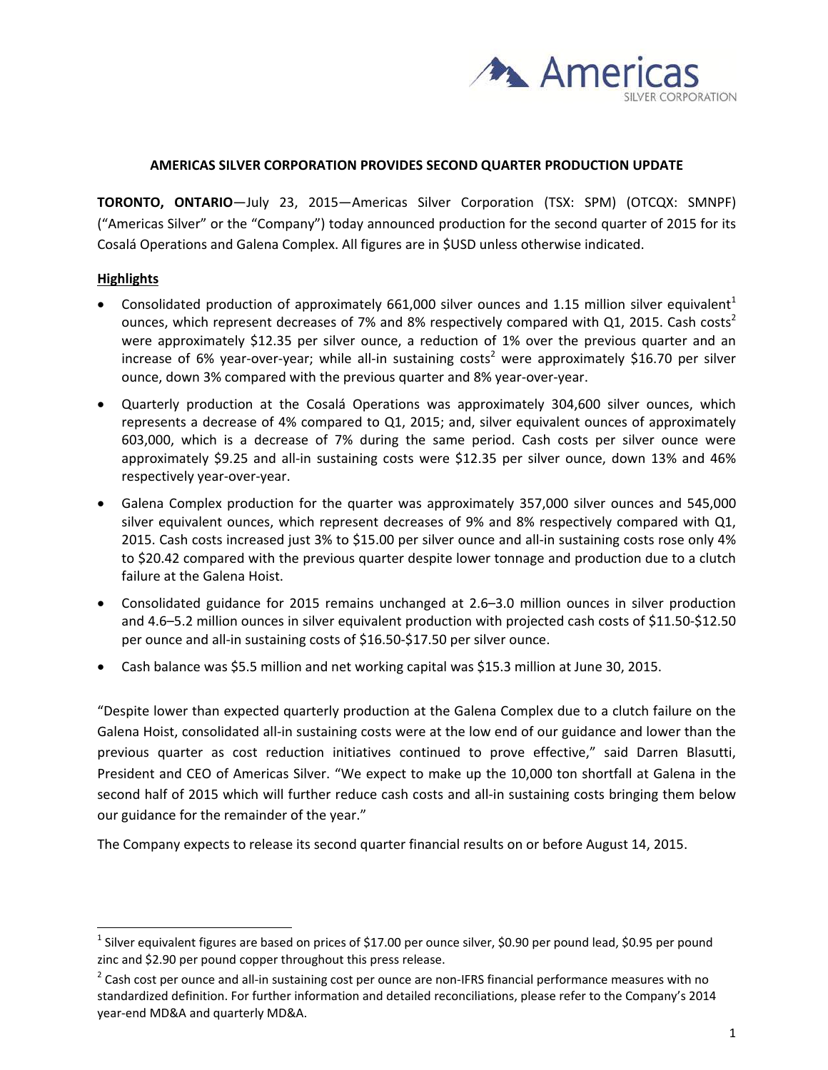Americas SILVER CORPORATION

**AMERICAS SILVER CORPORATION PROVIDES SECOND QUARTER PRODUCTION UPDATE**

**TORONTO, ONTARIO**—July 23, 2015—Americas Silver Corporation (TSX: SPM) (OTCQX: SMNPF) ("Americas Silver" or the "Company") today announced production for the second quarter of 2015 for its Cosalá Operations and Galena Complex. All figures are in $USD unless otherwise indicated.

## Highlights

- Consolidated production of approximately 661,000 silver ounces and 1.15 million silver equivalent[1] ounces, which represent decreases of 7% and 8% respectively compared with Q1, 2015. Cash costs[2] were approximately $12.35 per silver ounce, a reduction of 1% over the previous quarter and an increase of 6% year-over-year; while all-in sustaining costs[2] were approximately $16.70 per silver ounce, down 3% compared with the previous quarter and 8% year-over-year.
- Quarterly production at the Cosalá Operations was approximately 304,600 silver ounces, which represents a decrease of 4% compared to Q1, 2015; and, silver equivalent ounces of approximately 603,000, which is a decrease of 7% during the same period. Cash costs per silver ounce were approximately $9.25 and all-in sustaining costs were $12.35 per silver ounce, down 13% and 46% respectively year-over-year.
- Galena Complex production for the quarter was approximately 357,000 silver ounces and 545,000 silver equivalent ounces, which represent decreases of 9% and 8% respectively compared with Q1, 2015. Cash costs increased just 3% to $15.00 per silver ounce and all-in sustaining costs rose only 4% to $20.42 compared with the previous quarter despite lower tonnage and production due to a clutch failure at the Galena Hoist.
- Consolidated guidance for 2015 remains unchanged at 2.6–3.0 million ounces in silver production and 4.6–5.2 million ounces in silver equivalent production with projected cash costs of $11.50-$12.50 per ounce and all-in sustaining costs of $16.50-$17.50 per silver ounce.
- Cash balance was $5.5 million and net working capital was $15.3 million at June 30, 2015.

"Despite lower than expected quarterly production at the Galena Complex due to a clutch failure on the Galena Hoist, consolidated all-in sustaining costs were at the low end of our guidance and lower than the previous quarter as cost reduction initiatives continued to prove effective," said Darren Blasutti, President and CEO of Americas Silver. "We expect to make up the 10,000 ton shortfall at Galena in the second half of 2015 which will further reduce cash costs and all-in sustaining costs bringing them below our guidance for the remainder of the year."

The Company expects to release its second quarter financial results on or before August 14, 2015.

---

[1] Silver equivalent figures are based on prices of $17.00 per ounce silver, $0.90 per pound lead, $0.95 per pound zinc and $2.90 per pound copper throughout this press release.

[2] Cash cost per ounce and all-in sustaining cost per ounce are non-IFRS financial performance measures with no standardized definition. For further information and detailed reconciliations, please refer to the Company's 2014 year-end MD&A and quarterly MD&A.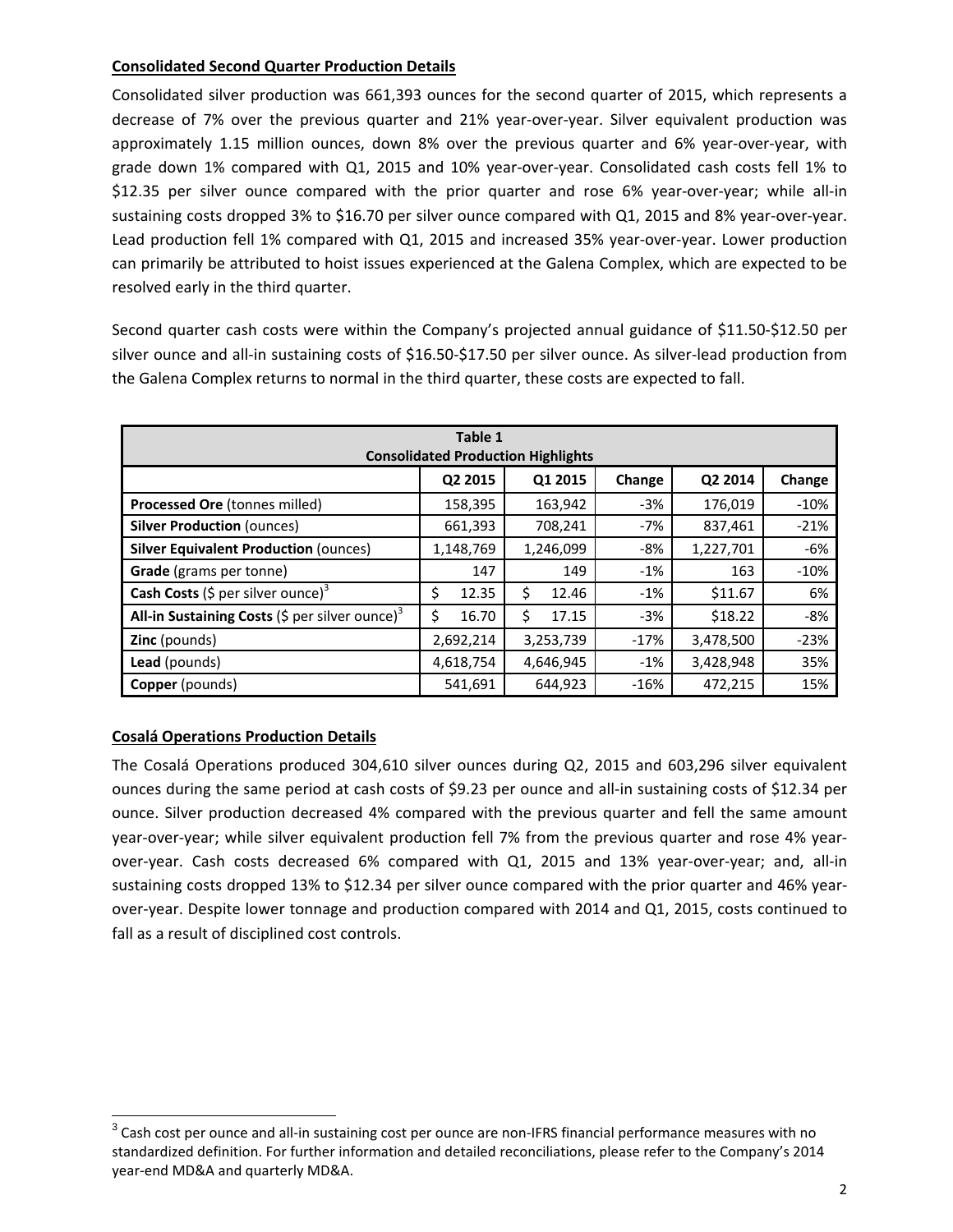**Consolidated Second Quarter Production Details**

Consolidated silver production was 661,393 ounces for the second quarter of 2015, which represents a decrease of 7% over the previous quarter and 21% year-over-year. Silver equivalent production was approximately 1.15 million ounces, down 8% over the previous quarter and 6% year-over-year, with grade down 1% compared with Q1, 2015 and 10% year-over-year. Consolidated cash costs fell 1% to $12.35 per silver ounce compared with the prior quarter and rose 6% year-over-year; while all-in sustaining costs dropped 3% to $16.70 per silver ounce compared with Q1, 2015 and 8% year-over-year. Lead production fell 1% compared with Q1, 2015 and increased 35% year-over-year. Lower production can primarily be attributed to hoist issues experienced at the Galena Complex, which are expected to be resolved early in the third quarter.

Second quarter cash costs were within the Company's projected annual guidance of $11.50-$12.50 per silver ounce and all-in sustaining costs of $16.50-$17.50 per silver ounce. As silver-lead production from the Galena Complex returns to normal in the third quarter, these costs are expected to fall.

**Table 1**
**Consolidated Production Highlights**

| | Q2 2015 | Q1 2015 | Change | Q2 2014 | Change |
|---|---|---|---|---|---|
| **Processed Ore** (tonnes milled) | 158,395 | 163,942 | -3% | 176,019 | -10% |
| **Silver Production** (ounces) | 661,393 | 708,241 | -7% | 837,461 | -21% |
| **Silver Equivalent Production** (ounces) | 1,148,769 | 1,246,099 | -8% | 1,227,701 | -6% |
| **Grade** (grams per tonne) | 147 | 149 | -1% | 163 | -10% |
| **Cash Costs** ($ per silver ounce)[3] | $ 12.35 | $ 12.46 | -1% | $11.67 | 6% |
| **All-in Sustaining Costs** ($ per silver ounce)[3] | $ 16.70 | $ 17.15 | -3% | $18.22 | -8% |
| **Zinc** (pounds) | 2,692,214 | 3,253,739 | -17% | 3,478,500 | -23% |
| **Lead** (pounds) | 4,618,754 | 4,646,945 | -1% | 3,428,948 | 35% |
| **Copper** (pounds) | 541,691 | 644,923 | -16% | 472,215 | 15% |

**Cosalá Operations Production Details**

The Cosalá Operations produced 304,610 silver ounces during Q2, 2015 and 603,296 silver equivalent ounces during the same period at cash costs of $9.23 per ounce and all-in sustaining costs of $12.34 per ounce. Silver production decreased 4% compared with the previous quarter and fell the same amount year-over-year; while silver equivalent production fell 7% from the previous quarter and rose 4% year-over-year. Cash costs decreased 6% compared with Q1, 2015 and 13% year-over-year; and, all-in sustaining costs dropped 13% to $12.34 per silver ounce compared with the prior quarter and 46% year-over-year. Despite lower tonnage and production compared with 2014 and Q1, 2015, costs continued to fall as a result of disciplined cost controls.

[3] Cash cost per ounce and all-in sustaining cost per ounce are non-IFRS financial performance measures with no standardized definition. For further information and detailed reconciliations, please refer to the Company's 2014 year-end MD&A and quarterly MD&A.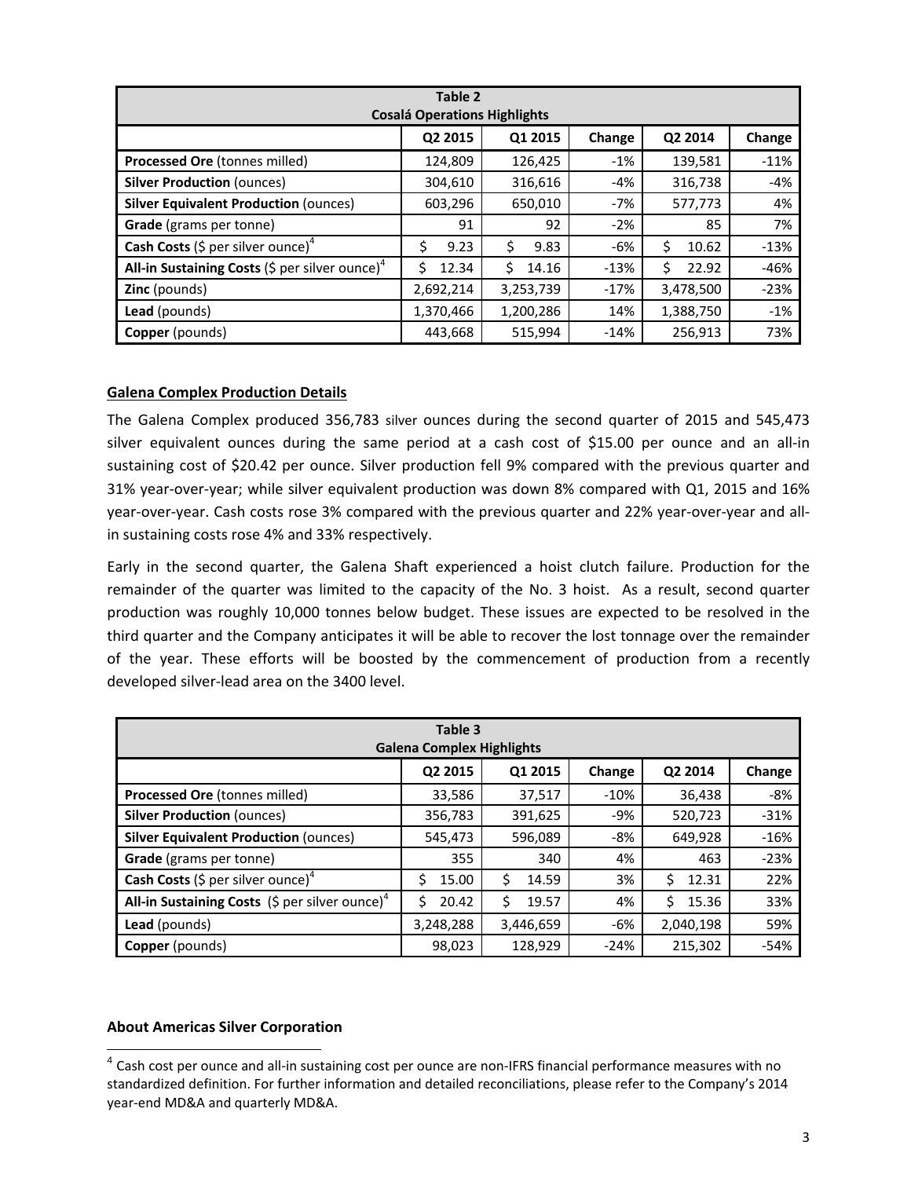| Table 2<br>Cosalá Operations Highlights | | | | | |
|---|---|---|---|---|---|
| | Q2 2015 | Q1 2015 | Change | Q2 2014 | Change |
| **Processed Ore** (tonnes milled) | 124,809 | 126,425 | -1% | 139,581 | -11% |
| **Silver Production** (ounces) | 304,610 | 316,616 | -4% | 316,738 | -4% |
| **Silver Equivalent Production** (ounces) | 603,296 | 650,010 | -7% | 577,773 | 4% |
| **Grade** (grams per tonne) | 91 | 92 | -2% | 85 | 7% |
| **Cash Costs** ($ per silver ounce)[4] | $ 9.23 | $ 9.83 | -6% | $ 10.62 | -13% |
| **All-in Sustaining Costs** ($ per silver ounce)[4] | $ 12.34 | $ 14.16 | -13% | $ 22.92 | -46% |
| **Zinc** (pounds) | 2,692,214 | 3,253,739 | -17% | 3,478,500 | -23% |
| **Lead** (pounds) | 1,370,466 | 1,200,286 | 14% | 1,388,750 | -1% |
| **Copper** (pounds) | 443,668 | 515,994 | -14% | 256,913 | 73% |

**Galena Complex Production Details**

The Galena Complex produced 356,783 silver ounces during the second quarter of 2015 and 545,473 silver equivalent ounces during the same period at a cash cost of $15.00 per ounce and an all-in sustaining cost of $20.42 per ounce. Silver production fell 9% compared with the previous quarter and 31% year-over-year; while silver equivalent production was down 8% compared with Q1, 2015 and 16% year-over-year. Cash costs rose 3% compared with the previous quarter and 22% year-over-year and all-in sustaining costs rose 4% and 33% respectively.

Early in the second quarter, the Galena Shaft experienced a hoist clutch failure. Production for the remainder of the quarter was limited to the capacity of the No. 3 hoist. As a result, second quarter production was roughly 10,000 tonnes below budget. These issues are expected to be resolved in the third quarter and the Company anticipates it will be able to recover the lost tonnage over the remainder of the year. These efforts will be boosted by the commencement of production from a recently developed silver-lead area on the 3400 level.

| Table 3<br>Galena Complex Highlights | | | | | |
|---|---|---|---|---|---|
| | Q2 2015 | Q1 2015 | Change | Q2 2014 | Change |
| **Processed Ore** (tonnes milled) | 33,586 | 37,517 | -10% | 36,438 | -8% |
| **Silver Production** (ounces) | 356,783 | 391,625 | -9% | 520,723 | -31% |
| **Silver Equivalent Production** (ounces) | 545,473 | 596,089 | -8% | 649,928 | -16% |
| **Grade** (grams per tonne) | 355 | 340 | 4% | 463 | -23% |
| **Cash Costs** ($ per silver ounce)[4] | $ 15.00 | $ 14.59 | 3% | $ 12.31 | 22% |
| **All-in Sustaining Costs** ($ per silver ounce)[4] | $ 20.42 | $ 19.57 | 4% | $ 15.36 | 33% |
| **Lead** (pounds) | 3,248,288 | 3,446,659 | -6% | 2,040,198 | 59% |
| **Copper** (pounds) | 98,023 | 128,929 | -24% | 215,302 | -54% |

**About Americas Silver Corporation**

[4] Cash cost per ounce and all-in sustaining cost per ounce are non-IFRS financial performance measures with no standardized definition. For further information and detailed reconciliations, please refer to the Company's 2014 year-end MD&A and quarterly MD&A.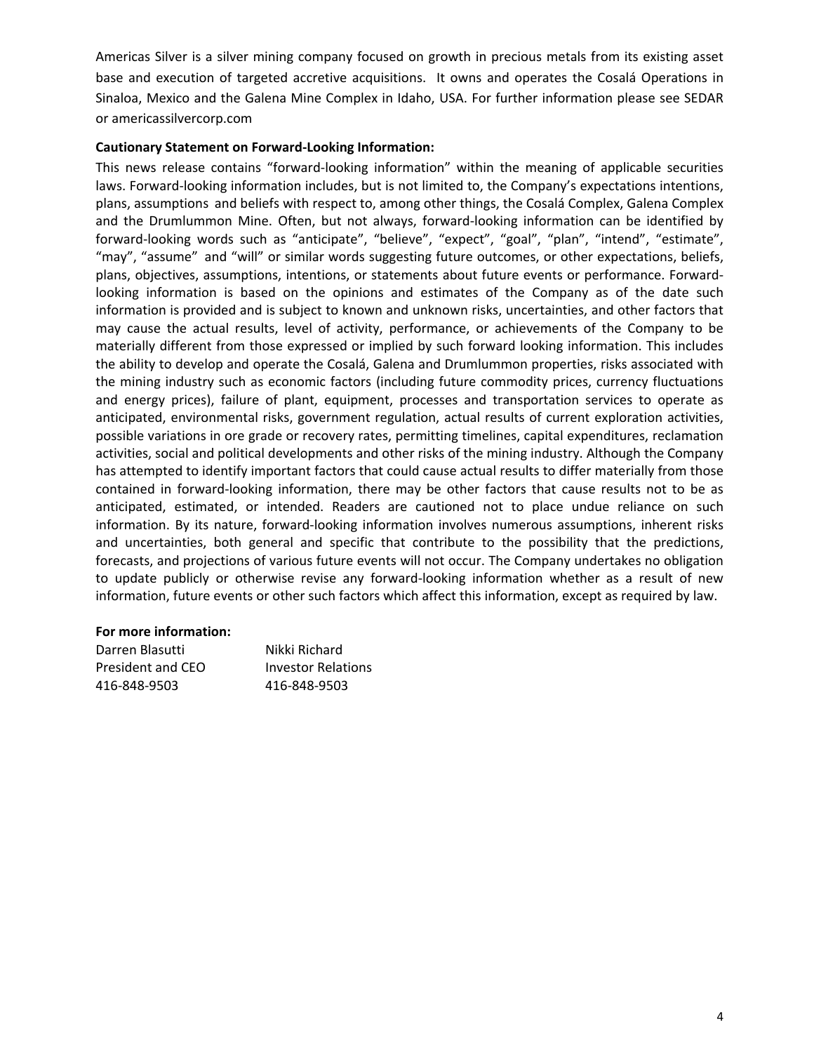Americas Silver is a silver mining company focused on growth in precious metals from its existing asset base and execution of targeted accretive acquisitions. It owns and operates the Cosalá Operations in Sinaloa, Mexico and the Galena Mine Complex in Idaho, USA. For further information please see SEDAR or americassilvercorp.com

**Cautionary Statement on Forward-Looking Information:**

This news release contains “forward-looking information” within the meaning of applicable securities laws. Forward-looking information includes, but is not limited to, the Company’s expectations intentions, plans, assumptions and beliefs with respect to, among other things, the Cosalá Complex, Galena Complex and the Drumlummon Mine. Often, but not always, forward-looking information can be identified by forward-looking words such as “anticipate”, “believe”, “expect”, “goal”, “plan”, “intend”, “estimate”, “may”, “assume” and “will” or similar words suggesting future outcomes, or other expectations, beliefs, plans, objectives, assumptions, intentions, or statements about future events or performance. Forward-looking information is based on the opinions and estimates of the Company as of the date such information is provided and is subject to known and unknown risks, uncertainties, and other factors that may cause the actual results, level of activity, performance, or achievements of the Company to be materially different from those expressed or implied by such forward looking information. This includes the ability to develop and operate the Cosalá, Galena and Drumlummon properties, risks associated with the mining industry such as economic factors (including future commodity prices, currency fluctuations and energy prices), failure of plant, equipment, processes and transportation services to operate as anticipated, environmental risks, government regulation, actual results of current exploration activities, possible variations in ore grade or recovery rates, permitting timelines, capital expenditures, reclamation activities, social and political developments and other risks of the mining industry. Although the Company has attempted to identify important factors that could cause actual results to differ materially from those contained in forward-looking information, there may be other factors that cause results not to be as anticipated, estimated, or intended. Readers are cautioned not to place undue reliance on such information. By its nature, forward-looking information involves numerous assumptions, inherent risks and uncertainties, both general and specific that contribute to the possibility that the predictions, forecasts, and projections of various future events will not occur. The Company undertakes no obligation to update publicly or otherwise revise any forward-looking information whether as a result of new information, future events or other such factors which affect this information, except as required by law.

**For more information:**

| | |
|---|---|
| Darren Blasutti | Nikki Richard |
| President and CEO | Investor Relations |
| 416-848-9503 | 416-848-9503 |